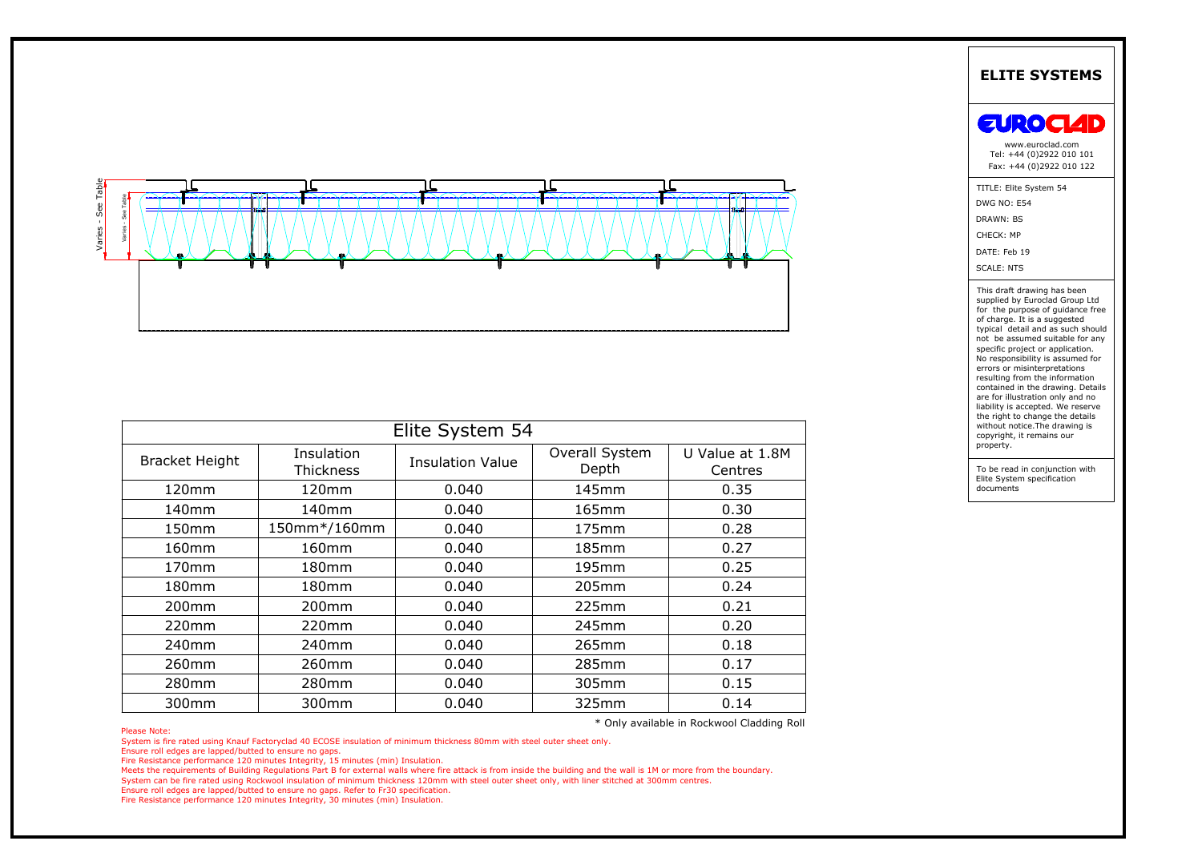Varies - See Table

Varies - See Table

| Elite System 54 | | | | |
|---|---|---|---|---|
| Bracket Height | Insulation Thickness | Insulation Value | Overall System Depth | U Value at 1.8M Centres |
| 120mm | 120mm | 0.040 | 145mm | 0.35 |
| 140mm | 140mm | 0.040 | 165mm | 0.30 |
| 150mm | 150mm*/160mm | 0.040 | 175mm | 0.28 |
| 160mm | 160mm | 0.040 | 185mm | 0.27 |
| 170mm | 180mm | 0.040 | 195mm | 0.25 |
| 180mm | 180mm | 0.040 | 205mm | 0.24 |
| 200mm | 200mm | 0.040 | 225mm | 0.21 |
| 220mm | 220mm | 0.040 | 245mm | 0.20 |
| 240mm | 240mm | 0.040 | 265mm | 0.18 |
| 260mm | 260mm | 0.040 | 285mm | 0.17 |
| 280mm | 280mm | 0.040 | 305mm | 0.15 |
| 300mm | 300mm | 0.040 | 325mm | 0.14 |

* Only available in Rockwool Cladding Roll

Please Note:

System is fire rated using Knauf Factoryclad 40 ECOSE insulation of minimum thickness 80mm with steel outer sheet only.
Ensure roll edges are lapped/butted to ensure no gaps.
Fire Resistance performance 120 minutes Integrity, 15 minutes (min) Insulation.
Meets the requirements of Building Regulations Part B for external walls where fire attack is from inside the building and the wall is 1M or more from the boundary.
System can be fire rated using Rockwool insulation of minimum thickness 120mm with steel outer sheet only, with liner stitched at 300mm centres.
Ensure roll edges are lapped/butted to ensure no gaps. Refer to Fr30 specification.
Fire Resistance performance 120 minutes Integrity, 30 minutes (min) Insulation.

## ELITE SYSTEMS

EUROCLAD

www.euroclad.com
Tel: +44 (0)2922 010 101
Fax: +44 (0)2922 010 122

TITLE: Elite System 54
DWG NO: E54
DRAWN: BS
CHECK: MP
DATE: Feb 19
SCALE: NTS

This draft drawing has been supplied by Euroclad Group Ltd for the purpose of guidance free of charge. It is a suggested typical detail and as such should not be assumed suitable for any specific project or application. No responsibility is assumed for errors or misinterpretations resulting from the information contained in the drawing. Details are for illustration only and no liability is accepted. We reserve the right to change the details without notice.The drawing is copyright, it remains our property.

To be read in conjunction with Elite System specification documents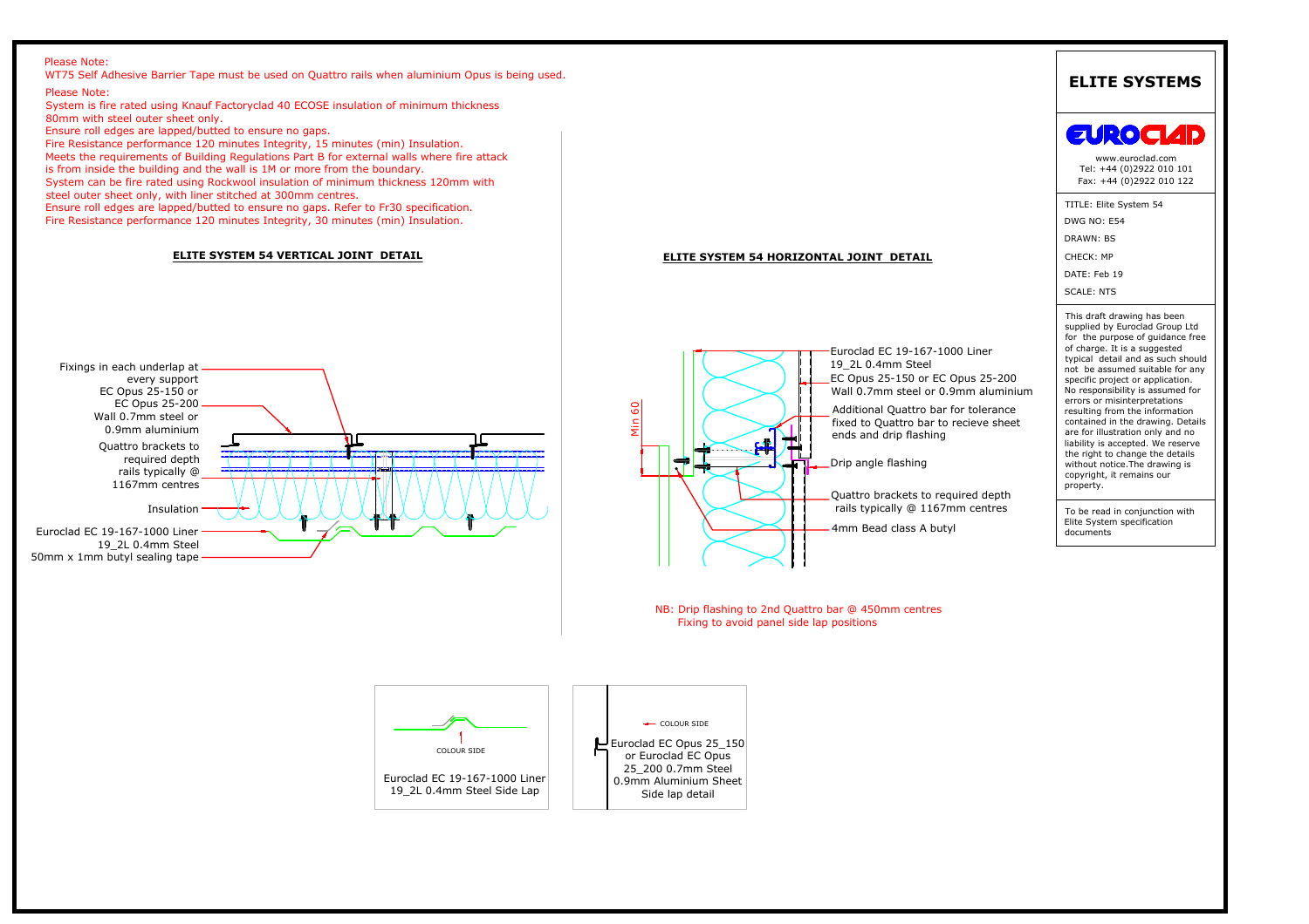Please Note:

WT75 Self Adhesive Barrier Tape must be used on Quattro rails when aluminium Opus is being used.

Please Note:

System is fire rated using Knauf Factoryclad 40 ECOSE insulation of minimum thickness 80mm with steel outer sheet only.
Ensure roll edges are lapped/butted to ensure no gaps.
Fire Resistance performance 120 minutes Integrity, 15 minutes (min) Insulation.
Meets the requirements of Building Regulations Part B for external walls where fire attack is from inside the building and the wall is 1M or more from the boundary.
System can be fire rated using Rockwool insulation of minimum thickness 120mm with steel outer sheet only, with liner stitched at 300mm centres.
Ensure roll edges are lapped/butted to ensure no gaps. Refer to Fr30 specification.
Fire Resistance performance 120 minutes Integrity, 30 minutes (min) Insulation.

## ELITE SYSTEM 54 VERTICAL JOINT DETAIL

- Fixings in each underlap at every support
- EC Opus 25-150 or EC Opus 25-200 Wall 0.7mm steel or 0.9mm aluminium
- Quattro brackets to required depth rails typically @ 1167mm centres
- Insulation
- Euroclad EC 19-167-1000 Liner 19_2L 0.4mm Steel
- 50mm x 1mm butyl sealing tape

## ELITE SYSTEM 54 HORIZONTAL JOINT DETAIL

- Euroclad EC 19-167-1000 Liner 19_2L 0.4mm Steel
- EC Opus 25-150 or EC Opus 25-200 Wall 0.7mm steel or 0.9mm aluminium
- Additional Quattro bar for tolerance fixed to Quattro bar to recieve sheet ends and drip flashing
- Drip angle flashing
- Quattro brackets to required depth rails typically @ 1167mm centres
- 4mm Bead class A butyl
- Min 60

NB: Drip flashing to 2nd Quattro bar @ 450mm centres
Fixing to avoid panel side lap positions

COLOUR SIDE

Euroclad EC 19-167-1000 Liner 19_2L 0.4mm Steel Side Lap

COLOUR SIDE

Euroclad EC Opus 25_150 or Euroclad EC Opus 25_200 0.7mm Steel 0.9mm Aluminium Sheet Side lap detail

## ELITE SYSTEMS

EUROCLAD

www.euroclad.com
Tel: +44 (0)2922 010 101
Fax: +44 (0)2922 010 122

TITLE: Elite System 54
DWG NO: E54
DRAWN: BS
CHECK: MP
DATE: Feb 19
SCALE: NTS

This draft drawing has been supplied by Euroclad Group Ltd for the purpose of guidance free of charge. It is a suggested typical detail and as such should not be assumed suitable for any specific project or application. No responsibility is assumed for errors or misinterpretations resulting from the information contained in the drawing. Details are for illustration only and no liability is accepted. We reserve the right to change the details without notice.The drawing is copyright, it remains our property.

To be read in conjunction with Elite System specification documents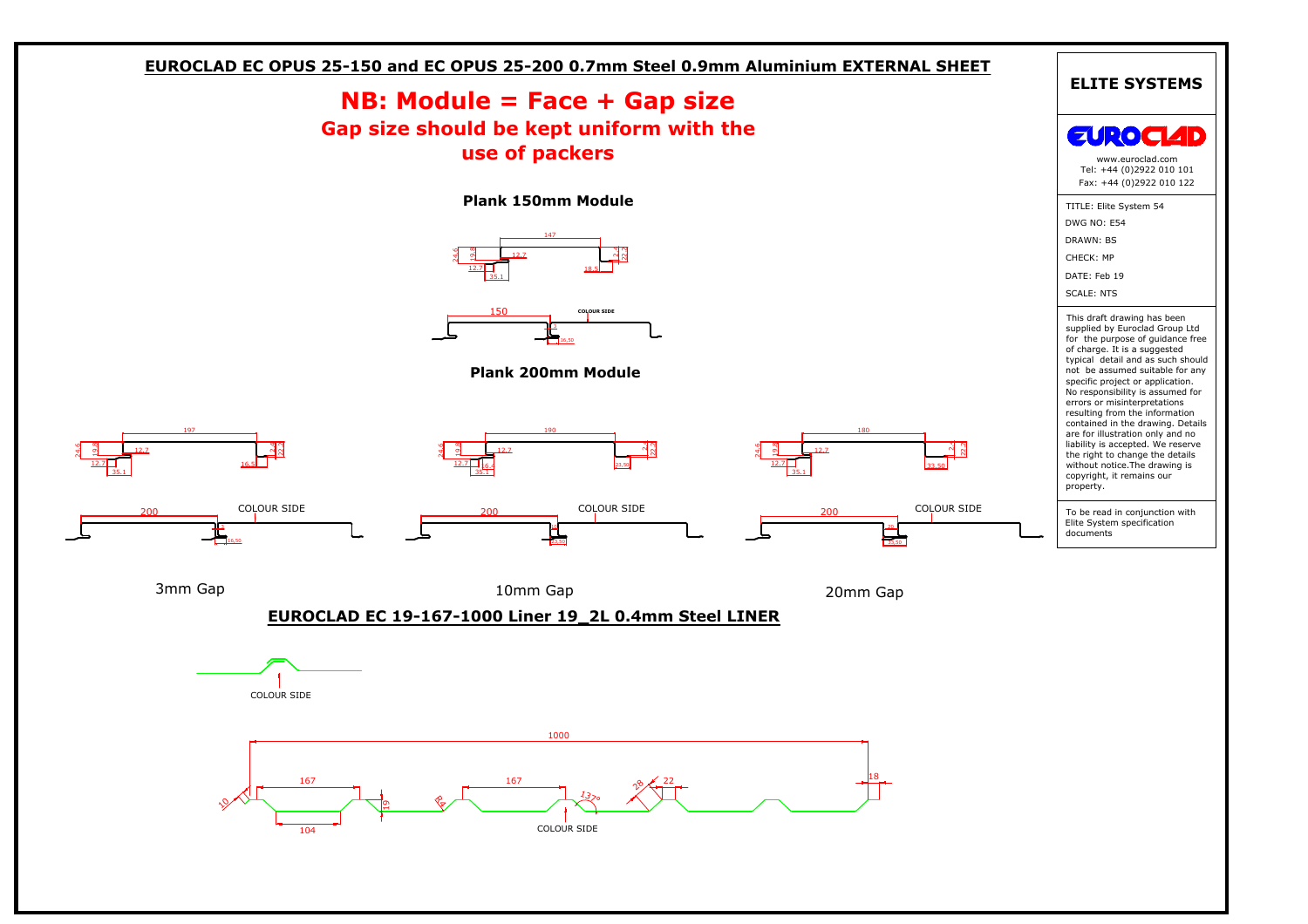## EUROCLAD EC OPUS 25-150 and EC OPUS 25-200 0.7mm Steel 0.9mm Aluminium EXTERNAL SHEET

# NB: Module = Face + Gap size

### Gap size should be kept uniform with the use of packers

**Plank 150mm Module**

147

24.6 19.8 12.7 12.7 35.1 18.5 2.4 22.2

150 COLOUR SIDE 3 16.50

**Plank 200mm Module**

197 — 24.6 19.8 12.7 12.7 35.1 16.5 2.4 22.2

200 COLOUR SIDE 3 16.50

3mm Gap

190 — 24.6 19.8 12.7 12.7 16.4 35.1 23.50 2.4 22.2

200 COLOUR SIDE 10 23.50

10mm Gap

180 — 24.6 19.8 12.7 12.7 35.1 33.50 2.4 22.2

200 COLOUR SIDE 20 33.50

20mm Gap

## EUROCLAD EC 19-167-1000 Liner 19_2L 0.4mm Steel LINER

COLOUR SIDE

1000

167 167 104 10 19 R4 137° 28 22 18

COLOUR SIDE

---

**ELITE SYSTEMS**

**EUROCLAD**

www.euroclad.com
Tel: +44 (0)2922 010 101
Fax: +44 (0)2922 010 122

TITLE: Elite System 54
DWG NO: E54
DRAWN: BS
CHECK: MP
DATE: Feb 19
SCALE: NTS

This draft drawing has been supplied by Euroclad Group Ltd for the purpose of guidance free of charge. It is a suggested typical detail and as such should not be assumed suitable for any specific project or application. No responsibility is assumed for errors or misinterpretations resulting from the information contained in the drawing. Details are for illustration only and no liability is accepted. We reserve the right to change the details without notice.The drawing is copyright, it remains our property.

To be read in conjunction with Elite System specification documents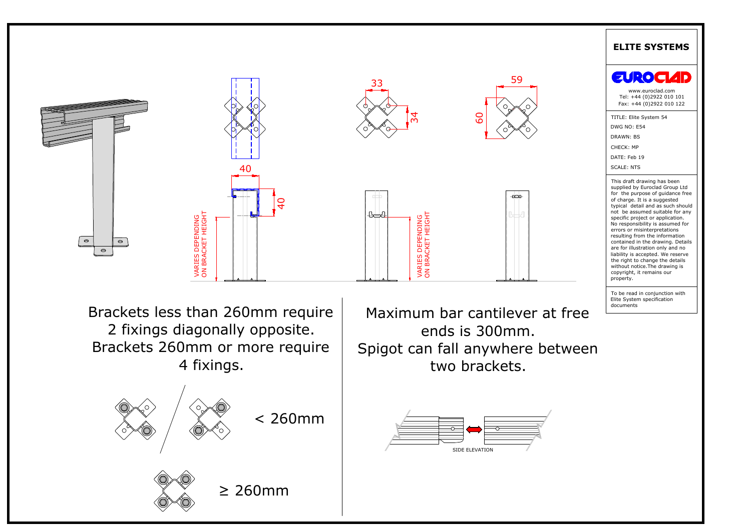# ELITE SYSTEMS

EUROCLAD

www.euroclad.com
Tel: +44 (0)2922 010 101
Fax: +44 (0)2922 010 122

TITLE: Elite System 54
DWG NO: E54
DRAWN: BS
CHECK: MP
DATE: Feb 19
SCALE: NTS

This draft drawing has been supplied by Euroclad Group Ltd for the purpose of guidance free of charge. It is a suggested typical detail and as such should not be assumed suitable for any specific project or application. No responsibility is assumed for errors or misinterpretations resulting from the information contained in the drawing. Details are for illustration only and no liability is accepted. We reserve the right to change the details without notice.The drawing is copyright, it remains our property.

To be read in conjunction with Elite System specification documents

33

34

59

60

40

40

VARIES DEPENDING ON BRACKET HEIGHT

VARIES DEPENDING ON BRACKET HEIGHT

Brackets less than 260mm require 2 fixings diagonally opposite.
Brackets 260mm or more require 4 fixings.

< 260mm

≥ 260mm

Maximum bar cantilever at free ends is 300mm.
Spigot can fall anywhere between two brackets.

SIDE ELEVATION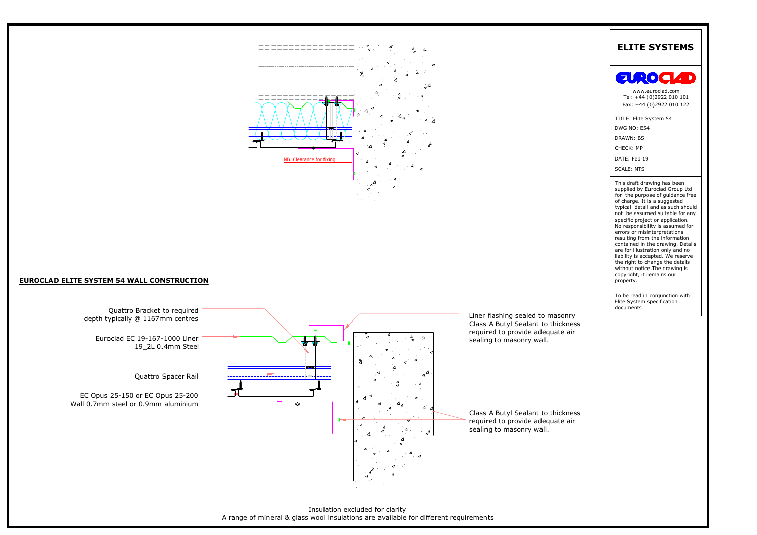NB. Clearance for fixing

**EUROCLAD ELITE SYSTEM 54 WALL CONSTRUCTION**

Quattro Bracket to required depth typically @ 1167mm centres

Euroclad EC 19-167-1000 Liner 19_2L 0.4mm Steel

Quattro Spacer Rail

EC Opus 25-150 or EC Opus 25-200 Wall 0.7mm steel or 0.9mm aluminium

Liner flashing sealed to masonry Class A Butyl Sealant to thickness required to provide adequate air sealing to masonry wall.

Class A Butyl Sealant to thickness required to provide adequate air sealing to masonry wall.

Insulation excluded for clarity
A range of mineral & glass wool insulations are available for different requirements

## ELITE SYSTEMS

EUROCLAD

www.euroclad.com
Tel: +44 (0)2922 010 101
Fax: +44 (0)2922 010 122

TITLE: Elite System 54
DWG NO: E54
DRAWN: BS
CHECK: MP
DATE: Feb 19
SCALE: NTS

This draft drawing has been supplied by Euroclad Group Ltd for the purpose of guidance free of charge. It is a suggested typical detail and as such should not be assumed suitable for any specific project or application. No responsibility is assumed for errors or misinterpretations resulting from the information contained in the drawing. Details are for illustration only and no liability is accepted. We reserve the right to change the details without notice.The drawing is copyright, it remains our property.

To be read in conjunction with Elite System specification documents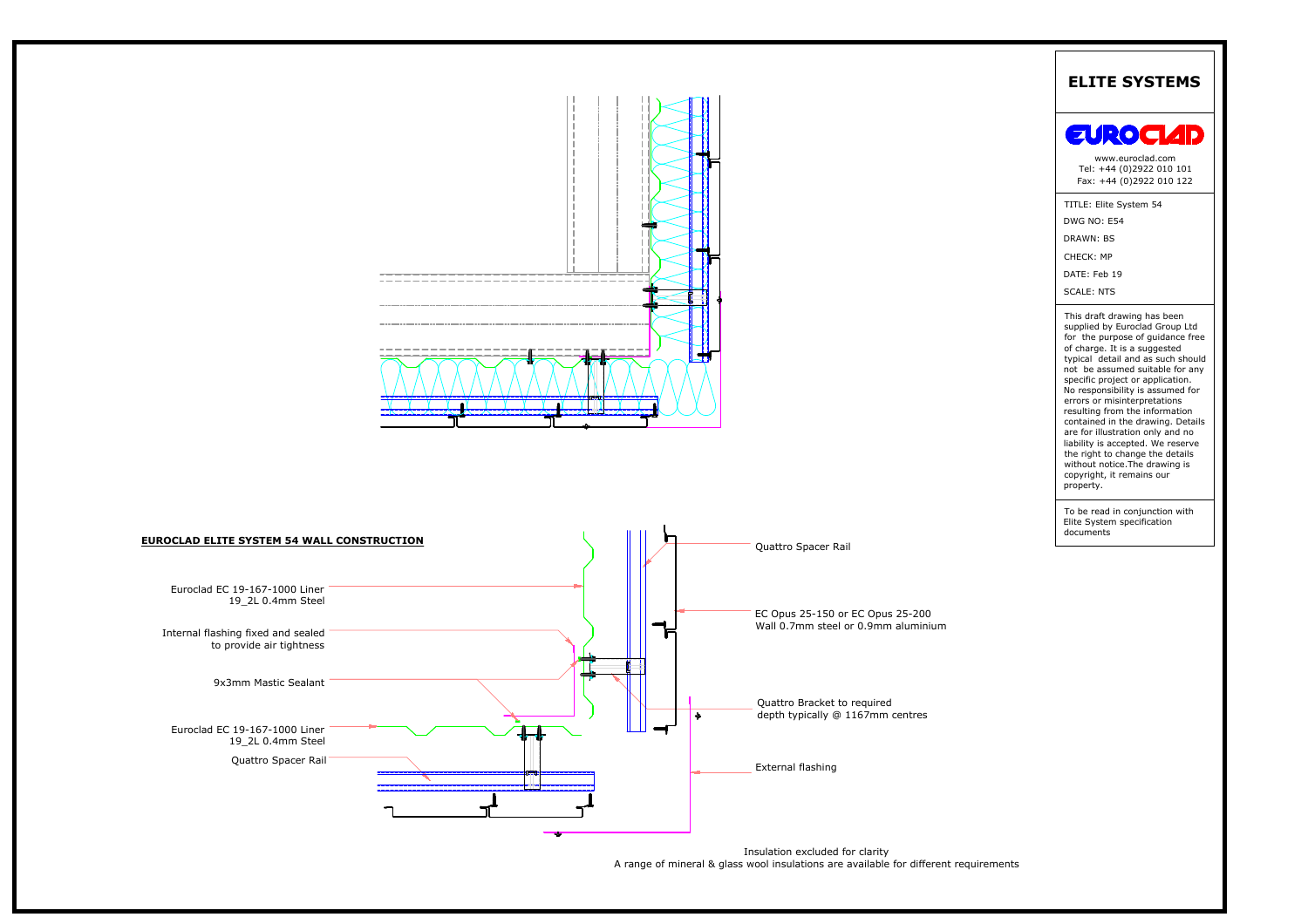# ELITE SYSTEMS

EUROCLAD

www.euroclad.com
Tel: +44 (0)2922 010 101
Fax: +44 (0)2922 010 122

TITLE: Elite System 54

DWG NO: E54

DRAWN: BS

CHECK: MP

DATE: Feb 19

SCALE: NTS

This draft drawing has been supplied by Euroclad Group Ltd for the purpose of guidance free of charge. It is a suggested typical detail and as such should not be assumed suitable for any specific project or application. No responsibility is assumed for errors or misinterpretations resulting from the information contained in the drawing. Details are for illustration only and no liability is accepted. We reserve the right to change the details without notice.The drawing is copyright, it remains our property.

To be read in conjunction with Elite System specification documents

## EUROCLAD ELITE SYSTEM 54 WALL CONSTRUCTION

- Euroclad EC 19-167-1000 Liner 19_2L 0.4mm Steel
- Internal flashing fixed and sealed to provide air tightness
- 9x3mm Mastic Sealant
- Euroclad EC 19-167-1000 Liner 19_2L 0.4mm Steel
- Quattro Spacer Rail
- Quattro Spacer Rail
- EC Opus 25-150 or EC Opus 25-200 Wall 0.7mm steel or 0.9mm aluminium
- Quattro Bracket to required depth typically @ 1167mm centres
- External flashing

Insulation excluded for clarity
A range of mineral & glass wool insulations are available for different requirements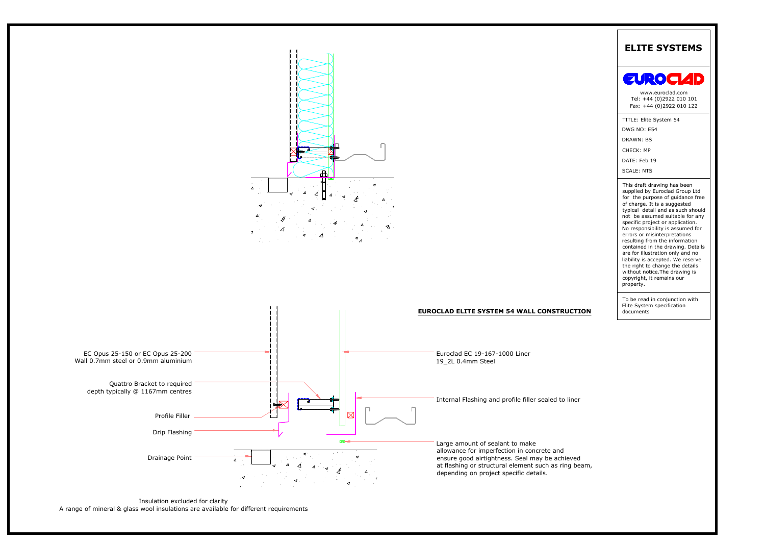# ELITE SYSTEMS

EUROCLAD

www.euroclad.com
Tel: +44 (0)2922 010 101
Fax: +44 (0)2922 010 122

TITLE: Elite System 54

DWG NO: E54

DRAWN: BS

CHECK: MP

DATE: Feb 19

SCALE: NTS

This draft drawing has been supplied by Euroclad Group Ltd for the purpose of guidance free of charge. It is a suggested typical detail and as such should not be assumed suitable for any specific project or application. No responsibility is assumed for errors or misinterpretations resulting from the information contained in the drawing. Details are for illustration only and no liability is accepted. We reserve the right to change the details without notice.The drawing is copyright, it remains our property.

To be read in conjunction with Elite System specification documents

## EUROCLAD ELITE SYSTEM 54 WALL CONSTRUCTION

EC Opus 25-150 or EC Opus 25-200
Wall 0.7mm steel or 0.9mm aluminium

Quattro Bracket to required depth typically @ 1167mm centres

Profile Filler

Drip Flashing

Drainage Point

Euroclad EC 19-167-1000 Liner
19_2L 0.4mm Steel

Internal Flashing and profile filler sealed to liner

Large amount of sealant to make allowance for imperfection in concrete and ensure good airtightness. Seal may be achieved at flashing or structural element such as ring beam, depending on project specific details.

Insulation excluded for clarity
A range of mineral & glass wool insulations are available for different requirements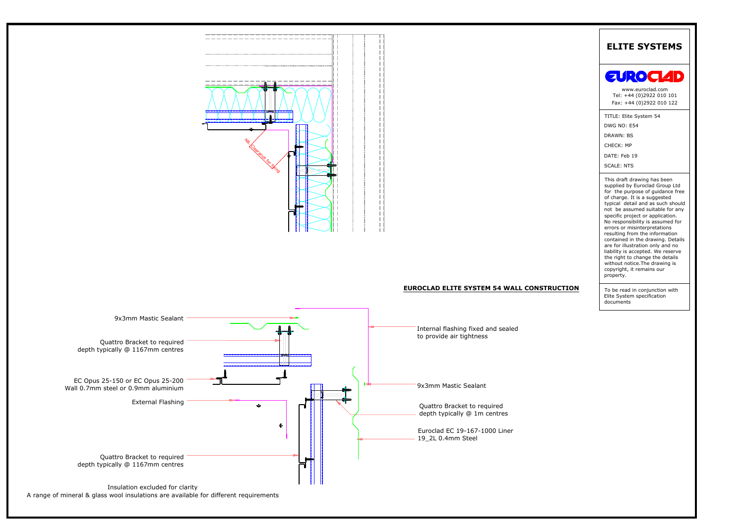# ELITE SYSTEMS

EUROCLAD

www.euroclad.com
Tel: +44 (0)2922 010 101
Fax: +44 (0)2922 010 122

TITLE: Elite System 54
DWG NO: E54
DRAWN: BS
CHECK: MP
DATE: Feb 19
SCALE: NTS

This draft drawing has been supplied by Euroclad Group Ltd for the purpose of guidance free of charge. It is a suggested typical detail and as such should not be assumed suitable for any specific project or application. No responsibility is assumed for errors or misinterpretations resulting from the information contained in the drawing. Details are for illustration only and no liability is accepted. We reserve the right to change the details without notice.The drawing is copyright, it remains our property.

To be read in conjunction with Elite System specification documents

NB. Clearance for fixing

## EUROCLAD ELITE SYSTEM 54 WALL CONSTRUCTION

- 9x3mm Mastic Sealant
- Quattro Bracket to required depth typically @ 1167mm centres
- EC Opus 25-150 or EC Opus 25-200 Wall 0.7mm steel or 0.9mm aluminium
- External Flashing
- Quattro Bracket to required depth typically @ 1167mm centres
- Internal flashing fixed and sealed to provide air tightness
- 9x3mm Mastic Sealant
- Quattro Bracket to required depth typically @ 1m centres
- Euroclad EC 19-167-1000 Liner 19_2L 0.4mm Steel

Insulation excluded for clarity
A range of mineral & glass wool insulations are available for different requirements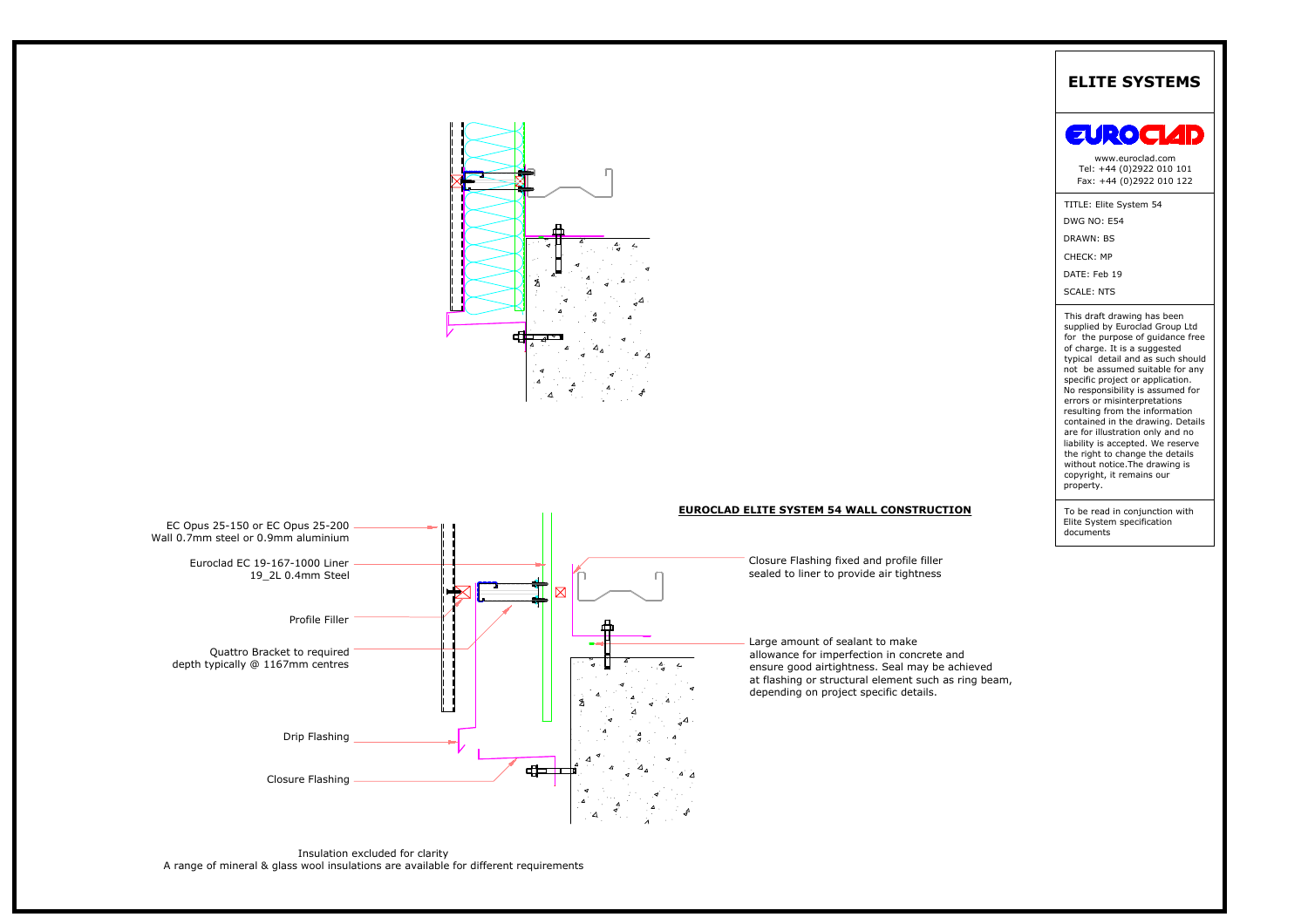# ELITE SYSTEMS

EUROCLAD

www.euroclad.com
Tel: +44 (0)2922 010 101
Fax: +44 (0)2922 010 122

TITLE: Elite System 54

DWG NO: E54

DRAWN: BS

CHECK: MP

DATE: Feb 19

SCALE: NTS

This draft drawing has been supplied by Euroclad Group Ltd for the purpose of guidance free of charge. It is a suggested typical detail and as such should not be assumed suitable for any specific project or application. No responsibility is assumed for errors or misinterpretations resulting from the information contained in the drawing. Details are for illustration only and no liability is accepted. We reserve the right to change the details without notice.The drawing is copyright, it remains our property.

To be read in conjunction with Elite System specification documents

## EUROCLAD ELITE SYSTEM 54 WALL CONSTRUCTION

EC Opus 25-150 or EC Opus 25-200
Wall 0.7mm steel or 0.9mm aluminium

Euroclad EC 19-167-1000 Liner
19_2L 0.4mm Steel

Profile Filler

Quattro Bracket to required depth typically @ 1167mm centres

Drip Flashing

Closure Flashing

Closure Flashing fixed and profile filler sealed to liner to provide air tightness

Large amount of sealant to make allowance for imperfection in concrete and ensure good airtightness. Seal may be achieved at flashing or structural element such as ring beam, depending on project specific details.

Insulation excluded for clarity
A range of mineral & glass wool insulations are available for different requirements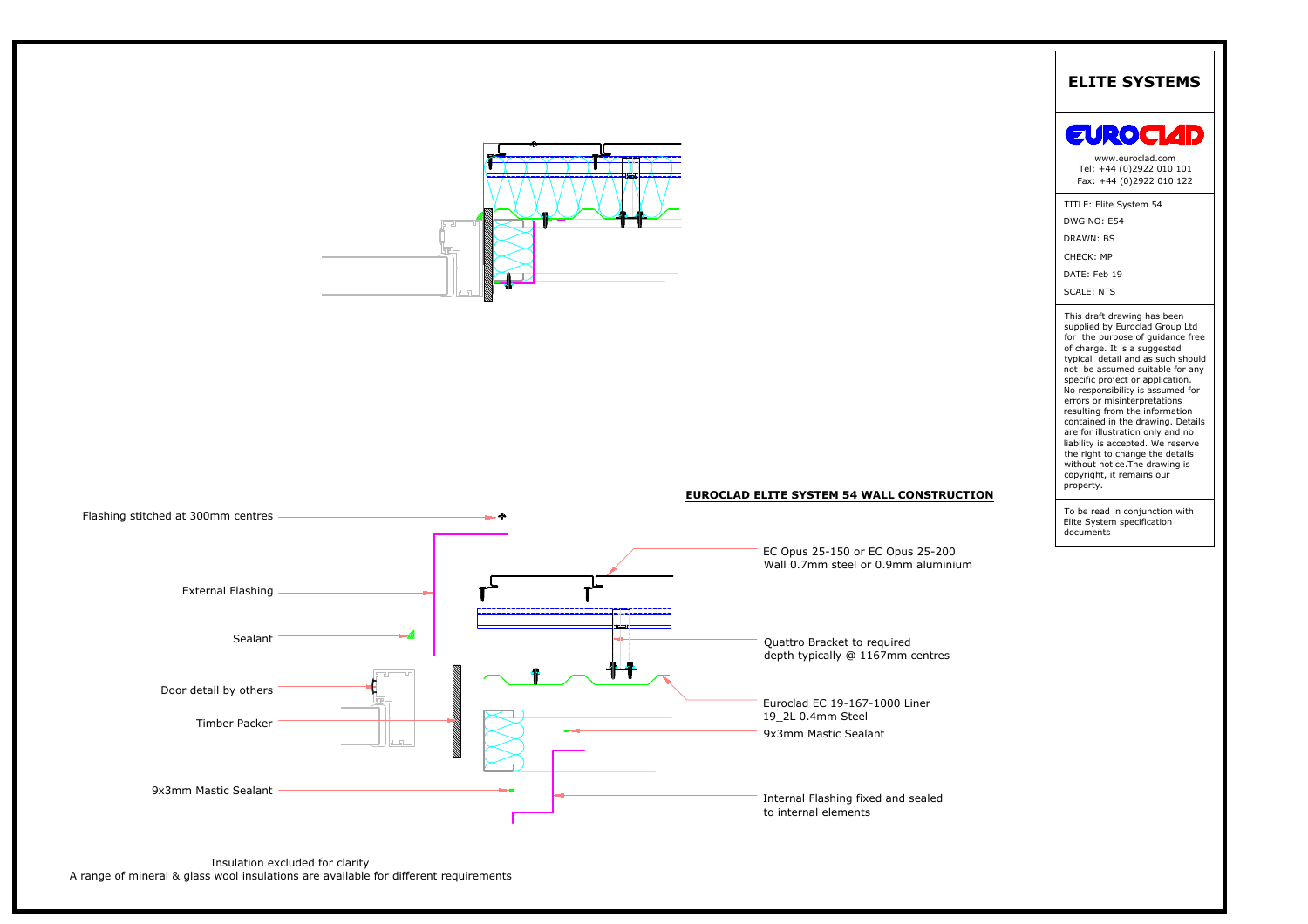## ELITE SYSTEMS

**EUROCLAD**

www.euroclad.com
Tel: +44 (0)2922 010 101
Fax: +44 (0)2922 010 122

TITLE: Elite System 54
DWG NO: E54
DRAWN: BS
CHECK: MP
DATE: Feb 19
SCALE: NTS

This draft drawing has been supplied by Euroclad Group Ltd for the purpose of guidance free of charge. It is a suggested typical detail and as such should not be assumed suitable for any specific project or application. No responsibility is assumed for errors or misinterpretations resulting from the information contained in the drawing. Details are for illustration only and no liability is accepted. We reserve the right to change the details without notice.The drawing is copyright, it remains our property.

To be read in conjunction with Elite System specification documents

**EUROCLAD ELITE SYSTEM 54 WALL CONSTRUCTION**

- Flashing stitched at 300mm centres
- External Flashing
- Sealant
- Door detail by others
- Timber Packer
- 9x3mm Mastic Sealant
- EC Opus 25-150 or EC Opus 25-200 Wall 0.7mm steel or 0.9mm aluminium
- Quattro Bracket to required depth typically @ 1167mm centres
- Euroclad EC 19-167-1000 Liner 19_2L 0.4mm Steel
- 9x3mm Mastic Sealant
- Internal Flashing fixed and sealed to internal elements

Insulation excluded for clarity
A range of mineral & glass wool insulations are available for different requirements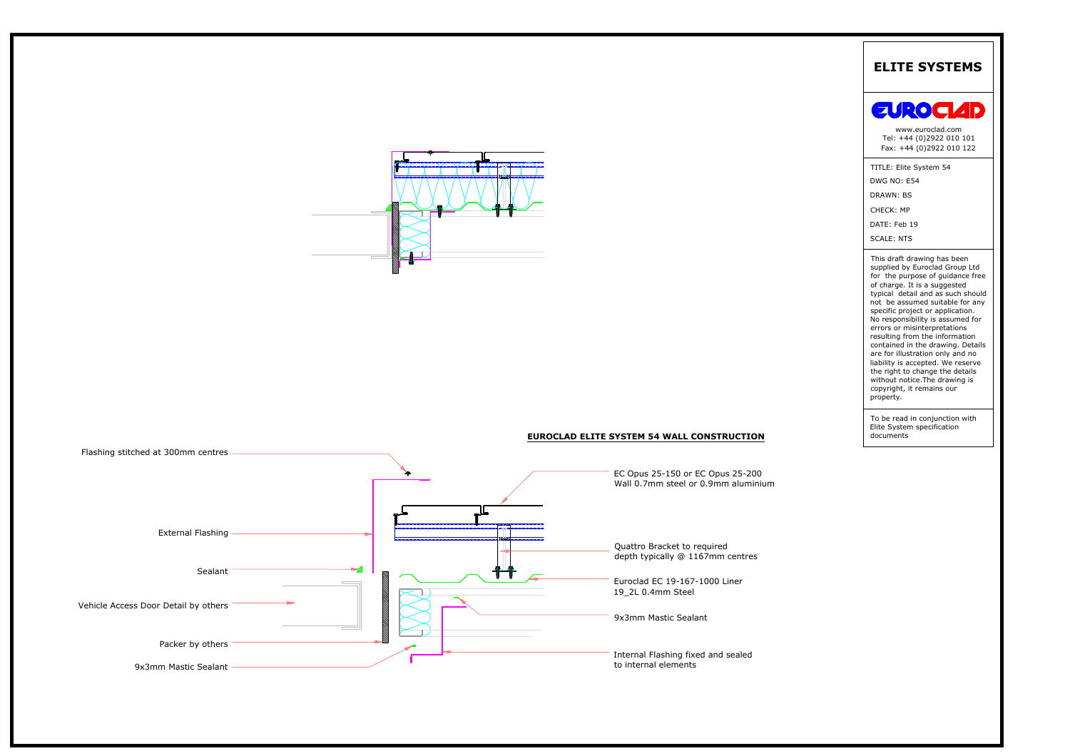## ELITE SYSTEMS

EUROCLAD

www.euroclad.com
Tel: +44 (0)2922 010 101
Fax: +44 (0)2922 010 122

TITLE: Elite System 54
DWG NO: E54
DRAWN: BS
CHECK: MP
DATE: Feb 19
SCALE: NTS

This draft drawing has been supplied by Euroclad Group Ltd for the purpose of guidance free of charge. It is a suggested typical detail and as such should not be assumed suitable for any specific project or application. No responsibility is assumed for errors or misinterpretations resulting from the information contained in the drawing. Details are for illustration only and no liability is accepted. We reserve the right to change the details without notice.The drawing is copyright, it remains our property.

To be read in conjunction with Elite System specification documents

**EUROCLAD ELITE SYSTEM 54 WALL CONSTRUCTION**

Flashing stitched at 300mm centres

External Flashing

Sealant

Vehicle Access Door Detail by others

Packer by others

9x3mm Mastic Sealant

EC Opus 25-150 or EC Opus 25-200
Wall 0.7mm steel or 0.9mm aluminium

Quattro Bracket to required
depth typically @ 1167mm centres

Euroclad EC 19-167-1000 Liner
19_2L 0.4mm Steel

9x3mm Mastic Sealant

Internal Flashing fixed and sealed
to internal elements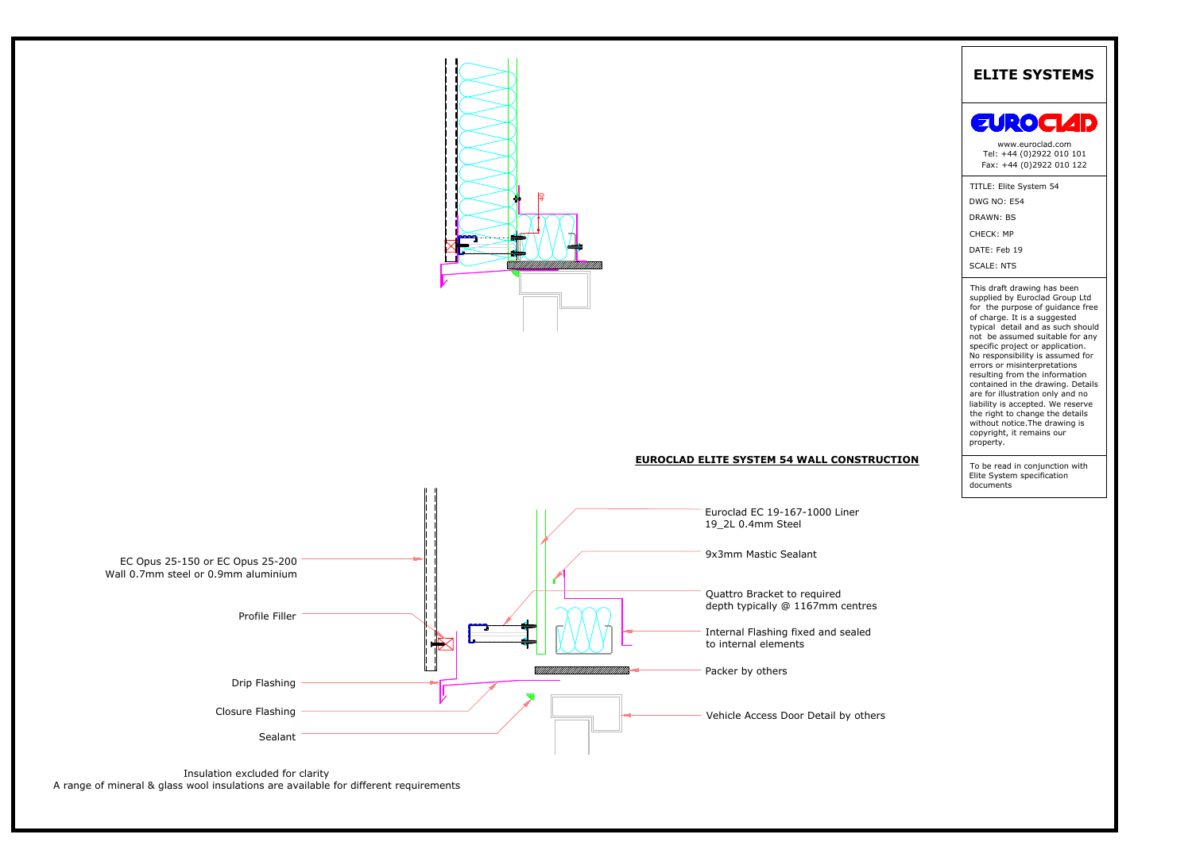## EUROCLAD ELITE SYSTEM 54 WALL CONSTRUCTION

40

- EC Opus 25-150 or EC Opus 25-200 Wall 0.7mm steel or 0.9mm aluminium
- Profile Filler
- Drip Flashing
- Closure Flashing
- Sealant
- Euroclad EC 19-167-1000 Liner 19_2L 0.4mm Steel
- 9x3mm Mastic Sealant
- Quattro Bracket to required depth typically @ 1167mm centres
- Internal Flashing fixed and sealed to internal elements
- Packer by others
- Vehicle Access Door Detail by others

Insulation excluded for clarity
A range of mineral & glass wool insulations are available for different requirements

**ELITE SYSTEMS**

EUROCLAD

www.euroclad.com
Tel: +44 (0)2922 010 101
Fax: +44 (0)2922 010 122

TITLE: Elite System 54
DWG NO: E54
DRAWN: BS
CHECK: MP
DATE: Feb 19
SCALE: NTS

This draft drawing has been supplied by Euroclad Group Ltd for the purpose of guidance free of charge. It is a suggested typical detail and as such should not be assumed suitable for any specific project or application. No responsibility is assumed for errors or misinterpretations resulting from the information contained in the drawing. Details are for illustration only and no liability is accepted. We reserve the right to change the details without notice.The drawing is copyright, it remains our property.

To be read in conjunction with Elite System specification documents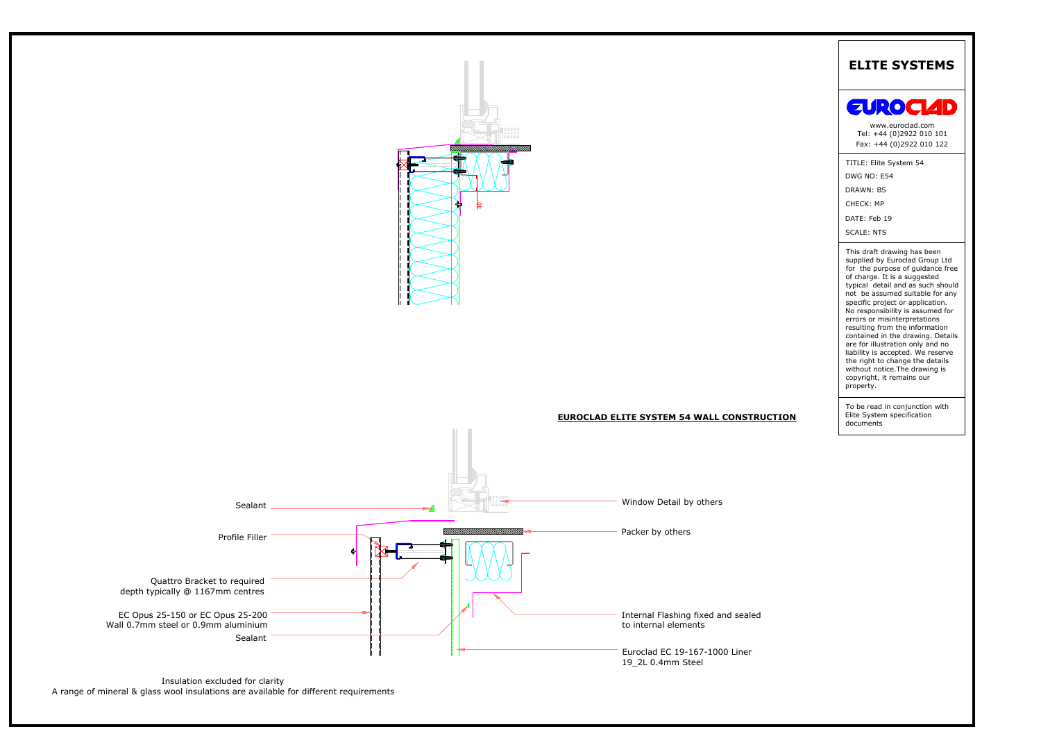## ELITE SYSTEMS

EUROCLAD

www.euroclad.com
Tel: +44 (0)2922 010 101
Fax: +44 (0)2922 010 122

TITLE: Elite System 54
DWG NO: E54
DRAWN: BS
CHECK: MP
DATE: Feb 19
SCALE: NTS

This draft drawing has been supplied by Euroclad Group Ltd for the purpose of guidance free of charge. It is a suggested typical detail and as such should not be assumed suitable for any specific project or application. No responsibility is assumed for errors or misinterpretations resulting from the information contained in the drawing. Details are for illustration only and no liability is accepted. We reserve the right to change the details without notice. The drawing is copyright, it remains our property.

To be read in conjunction with Elite System specification documents

**EUROCLAD ELITE SYSTEM 54 WALL CONSTRUCTION**

40

Sealant

Profile Filler

Quattro Bracket to required depth typically @ 1167mm centres

EC Opus 25-150 or EC Opus 25-200 Wall 0.7mm steel or 0.9mm aluminium

Sealant

Window Detail by others

Packer by others

Internal Flashing fixed and sealed to internal elements

Euroclad EC 19-167-1000 Liner 19_2L 0.4mm Steel

Insulation excluded for clarity
A range of mineral & glass wool insulations are available for different requirements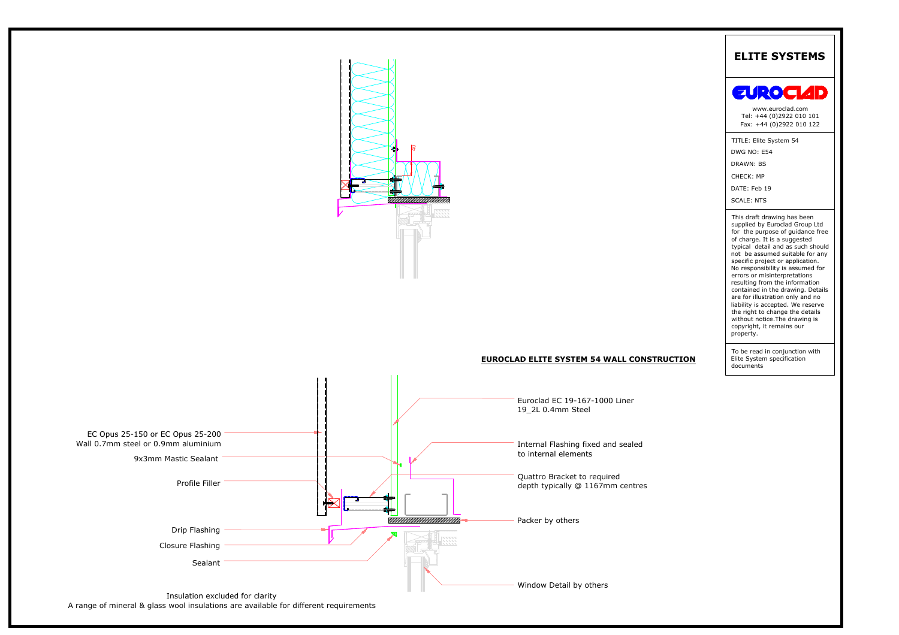# ELITE SYSTEMS

EUROCLAD

www.euroclad.com
Tel: +44 (0)2922 010 101
Fax: +44 (0)2922 010 122

TITLE: Elite System 54
DWG NO: E54
DRAWN: BS
CHECK: MP
DATE: Feb 19
SCALE: NTS

This draft drawing has been supplied by Euroclad Group Ltd for the purpose of guidance free of charge. It is a suggested typical detail and as such should not be assumed suitable for any specific project or application. No responsibility is assumed for errors or misinterpretations resulting from the information contained in the drawing. Details are for illustration only and no liability is accepted. We reserve the right to change the details without notice.The drawing is copyright, it remains our property.

To be read in conjunction with Elite System specification documents

**EUROCLAD ELITE SYSTEM 54 WALL CONSTRUCTION**

40

- EC Opus 25-150 or EC Opus 25-200 Wall 0.7mm steel or 0.9mm aluminium
- 9x3mm Mastic Sealant
- Profile Filler
- Drip Flashing
- Closure Flashing
- Sealant
- Euroclad EC 19-167-1000 Liner 19_2L 0.4mm Steel
- Internal Flashing fixed and sealed to internal elements
- Quattro Bracket to required depth typically @ 1167mm centres
- Packer by others
- Window Detail by others

Insulation excluded for clarity
A range of mineral & glass wool insulations are available for different requirements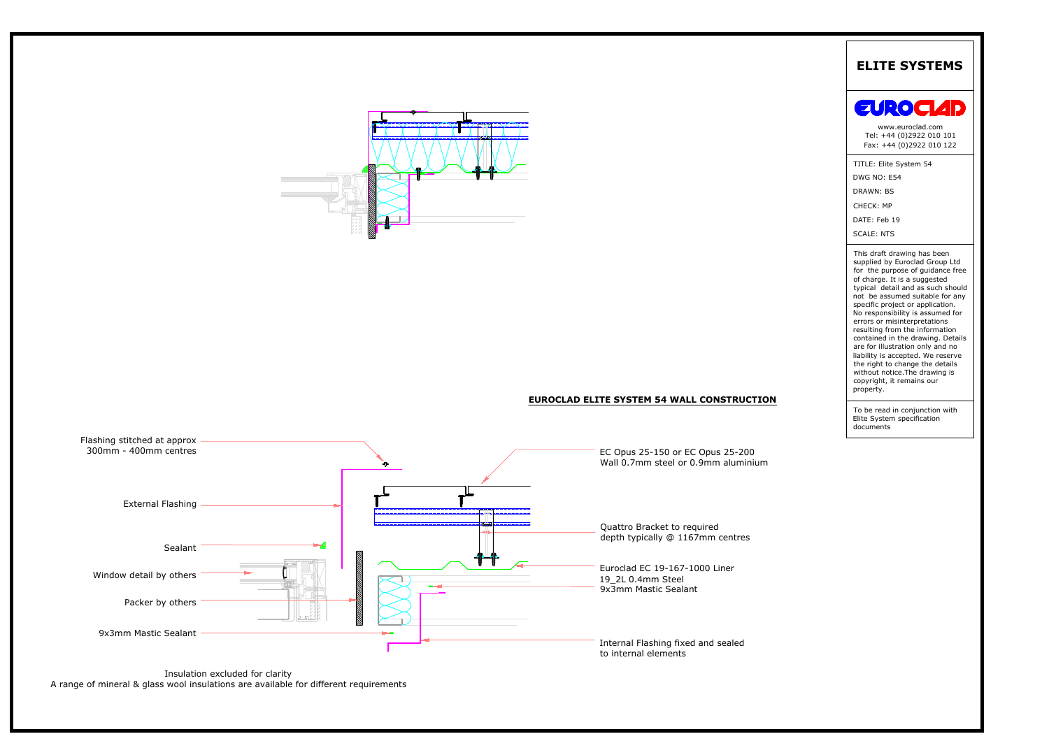## ELITE SYSTEMS

EUROCLAD

www.euroclad.com
Tel: +44 (0)2922 010 101
Fax: +44 (0)2922 010 122

TITLE: Elite System 54
DWG NO: E54
DRAWN: BS
CHECK: MP
DATE: Feb 19
SCALE: NTS

This draft drawing has been supplied by Euroclad Group Ltd for the purpose of guidance free of charge. It is a suggested typical detail and as such should not be assumed suitable for any specific project or application. No responsibility is assumed for errors or misinterpretations resulting from the information contained in the drawing. Details are for illustration only and no liability is accepted. We reserve the right to change the details without notice.The drawing is copyright, it remains our property.

To be read in conjunction with Elite System specification documents

**EUROCLAD ELITE SYSTEM 54 WALL CONSTRUCTION**

Flashing stitched at approx 300mm - 400mm centres

External Flashing

Sealant

Window detail by others

Packer by others

9x3mm Mastic Sealant

EC Opus 25-150 or EC Opus 25-200 Wall 0.7mm steel or 0.9mm aluminium

Quattro Bracket to required depth typically @ 1167mm centres

Euroclad EC 19-167-1000 Liner 19_2L 0.4mm Steel

9x3mm Mastic Sealant

Internal Flashing fixed and sealed to internal elements

Insulation excluded for clarity
A range of mineral & glass wool insulations are available for different requirements